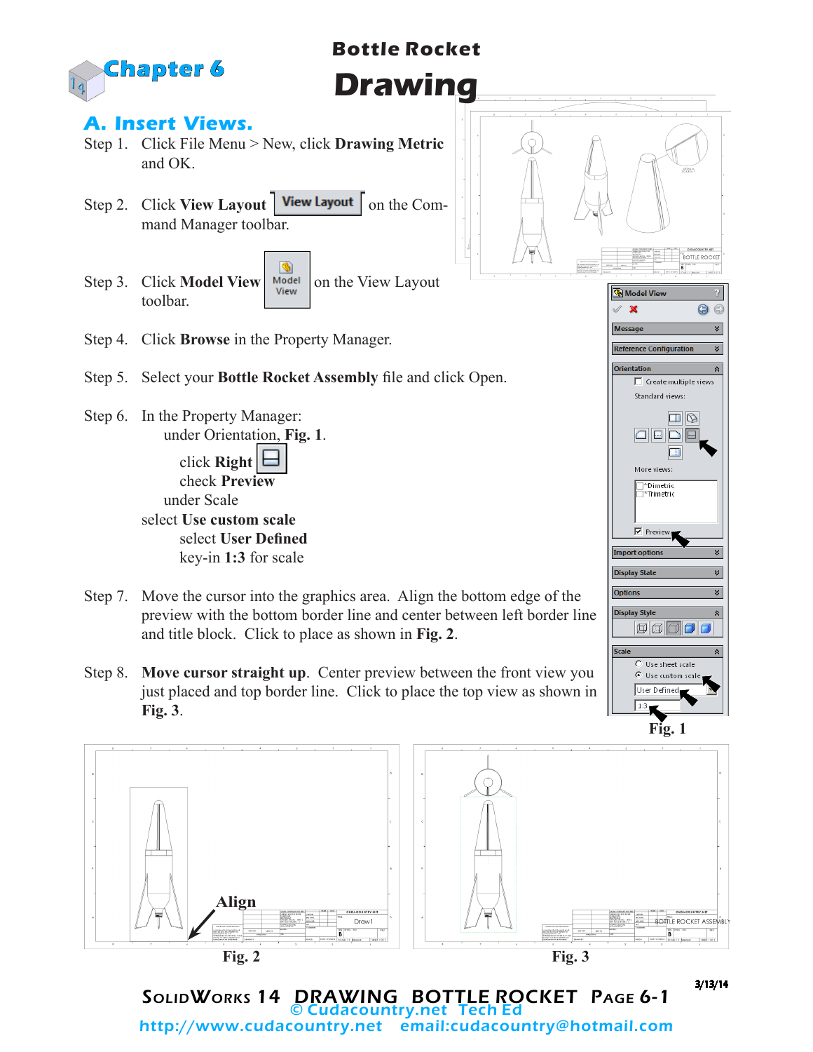# Chapter 6

## Bottle Rocket

# Drawing

## A. Insert Views.

Step 1. Click File Menu > New, click **Drawing Metric** and OK.

Step 2. Click **View Layout** View Layout on the Command Manager toolbar.

Step 3. Click **Model View** Model View on the View Layout toolbar.

Step 4. Click **Browse** in the Property Manager.

Step 5. Select your **Bottle Rocket Assembly** file and click Open.

Step 6. In the Property Manager:
under Orientation, **Fig. 1**.
click **Right**
check **Preview**
under Scale
select **Use custom scale**
select **User Defined**
key-in **1:3** for scale

Step 7. Move the cursor into the graphics area. Align the bottom edge of the preview with the bottom border line and center between left border line and title block. Click to place as shown in **Fig. 2**.

Step 8. **Move cursor straight up**. Center preview between the front view you just placed and top border line. Click to place the top view as shown in **Fig. 3**.

**Fig. 1**

Align

**Fig. 2**

**Fig. 3**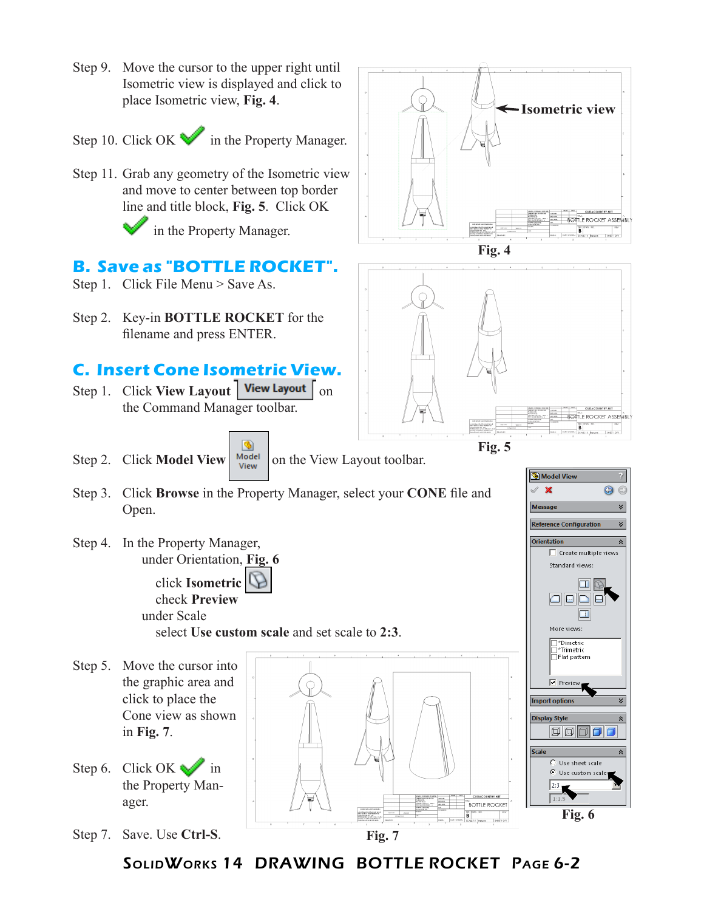Step 9. Move the cursor to the upper right until Isometric view is displayed and click to place Isometric view, **Fig. 4**.

Step 10. Click OK in the Property Manager.

Step 11. Grab any geometry of the Isometric view and move to center between top border line and title block, **Fig. 5**. Click OK in the Property Manager.

Isometric view

Fig. 4

## B. Save as "BOTTLE ROCKET".

Step 1. Click File Menu > Save As.

Step 2. Key-in **BOTTLE ROCKET** for the filename and press ENTER.

Fig. 5

## C. Insert Cone Isometric View.

Step 1. Click **View Layout** View Layout on the Command Manager toolbar.

Step 2. Click **Model View** Model View on the View Layout toolbar.

Step 3. Click **Browse** in the Property Manager, select your **CONE** file and Open.

Step 4. In the Property Manager,
under Orientation, **Fig. 6**
click **Isometric**
check **Preview**
under Scale
select **Use custom scale** and set scale to **2:3**.

Step 5. Move the cursor into the graphic area and click to place the Cone view as shown in **Fig. 7**.

Step 6. Click OK in the Property Manager.

Step 7. Save. Use **Ctrl-S**.

Fig. 7

Fig. 6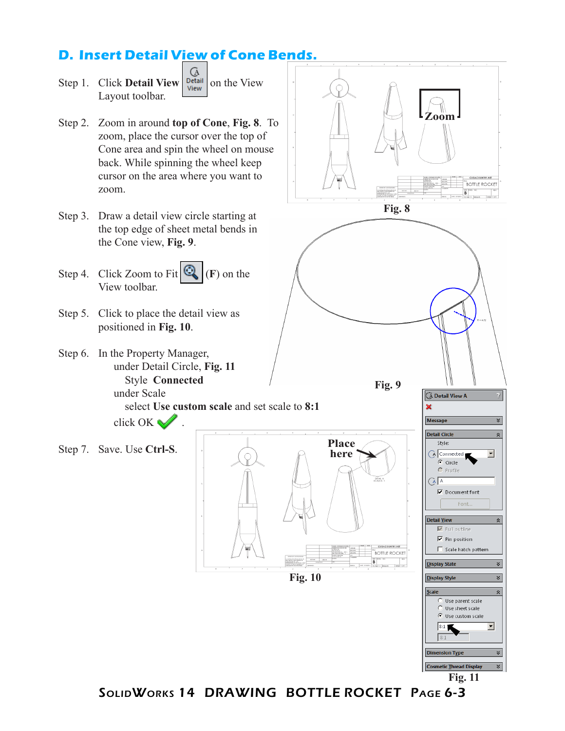## D. Insert Detail View of Cone Bends.

Step 1. Click **Detail View** on the View Layout toolbar.

Step 2. Zoom in around **top of Cone**, **Fig. 8**. To zoom, place the cursor over the top of Cone area and spin the wheel on mouse back. While spinning the wheel keep cursor on the area where you want to zoom.

Step 3. Draw a detail view circle starting at the top edge of sheet metal bends in the Cone view, **Fig. 9**.

Step 4. Click Zoom to Fit (**F**) on the View toolbar.

Step 5. Click to place the detail view as positioned in **Fig. 10**.

Step 6. In the Property Manager,
under Detail Circle, **Fig. 11**
Style **Connected**
under Scale
select **Use custom scale** and set scale to **8:1**
click OK.

Step 7. Save. Use **Ctrl-S**.

Zoom

**Fig. 8**

**Fig. 9**

Place here

**Fig. 10**

**Fig. 11**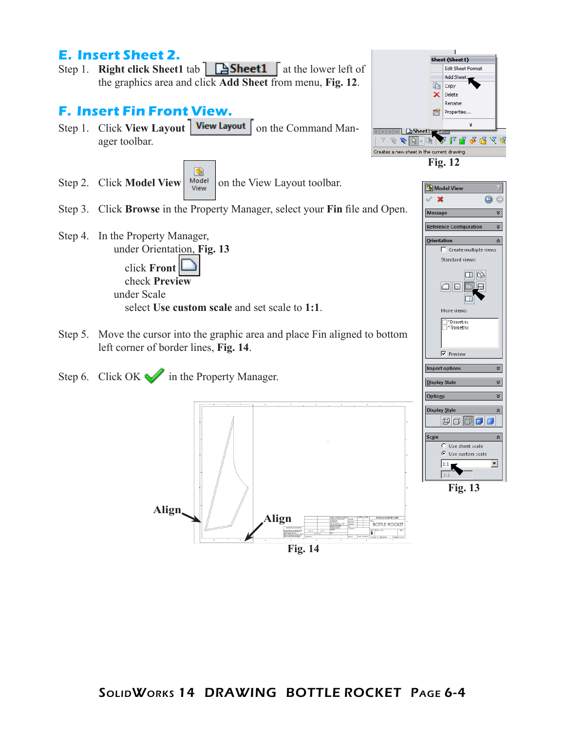## E. Insert Sheet 2.

Step 1. **Right click Sheet1** tab Sheet1 at the lower left of the graphics area and click **Add Sheet** from menu, **Fig. 12**.

Fig. 12

## F. Insert Fin Front View.

Step 1. Click **View Layout** View Layout on the Command Manager toolbar.

Step 2. Click **Model View** Model View on the View Layout toolbar.

Step 3. Click **Browse** in the Property Manager, select your **Fin** file and Open.

Step 4. In the Property Manager,
under Orientation, **Fig. 13**
click **Front**
check **Preview**
under Scale
select **Use custom scale** and set scale to **1:1**.

Fig. 13

Step 5. Move the cursor into the graphic area and place Fin aligned to bottom left corner of border lines, **Fig. 14**.

Step 6. Click OK in the Property Manager.

Align

Align

Fig. 14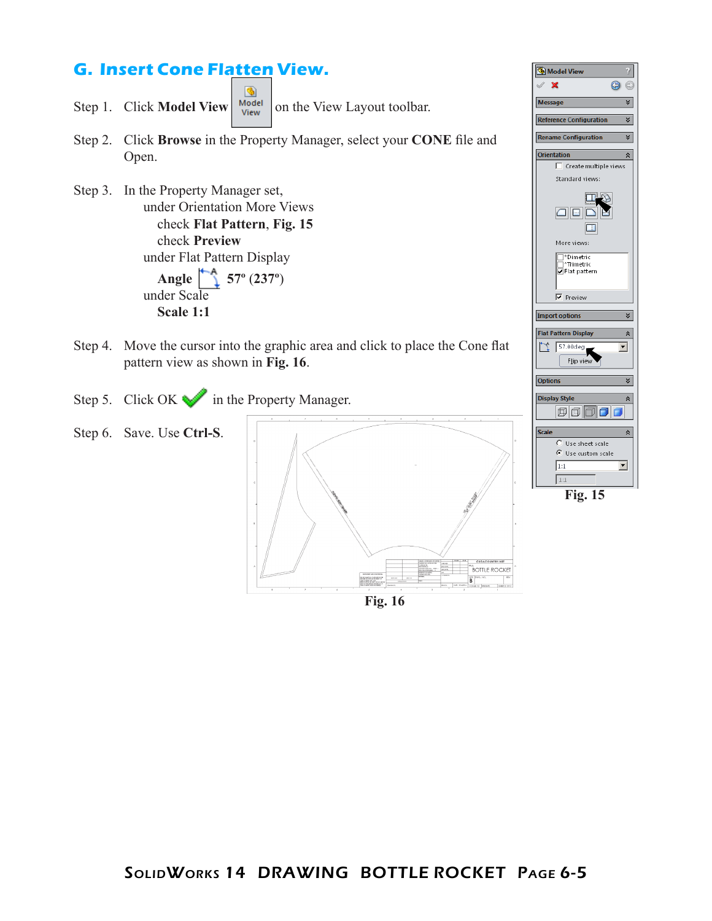## G. Insert Cone Flatten View.

Step 1. Click **Model View** on the View Layout toolbar.

Step 2. Click **Browse** in the Property Manager, select your **CONE** file and Open.

Step 3. In the Property Manager set,
- under Orientation More Views
  - check **Flat Pattern**, **Fig. 15**
  - check **Preview**
- under Flat Pattern Display
  - **Angle** 57º (237º)
- under Scale
  - **Scale 1:1**

Step 4. Move the cursor into the graphic area and click to place the Cone flat pattern view as shown in **Fig. 16**.

Step 5. Click OK in the Property Manager.

Step 6. Save. Use **Ctrl-S**.

Fig. 16

Fig. 15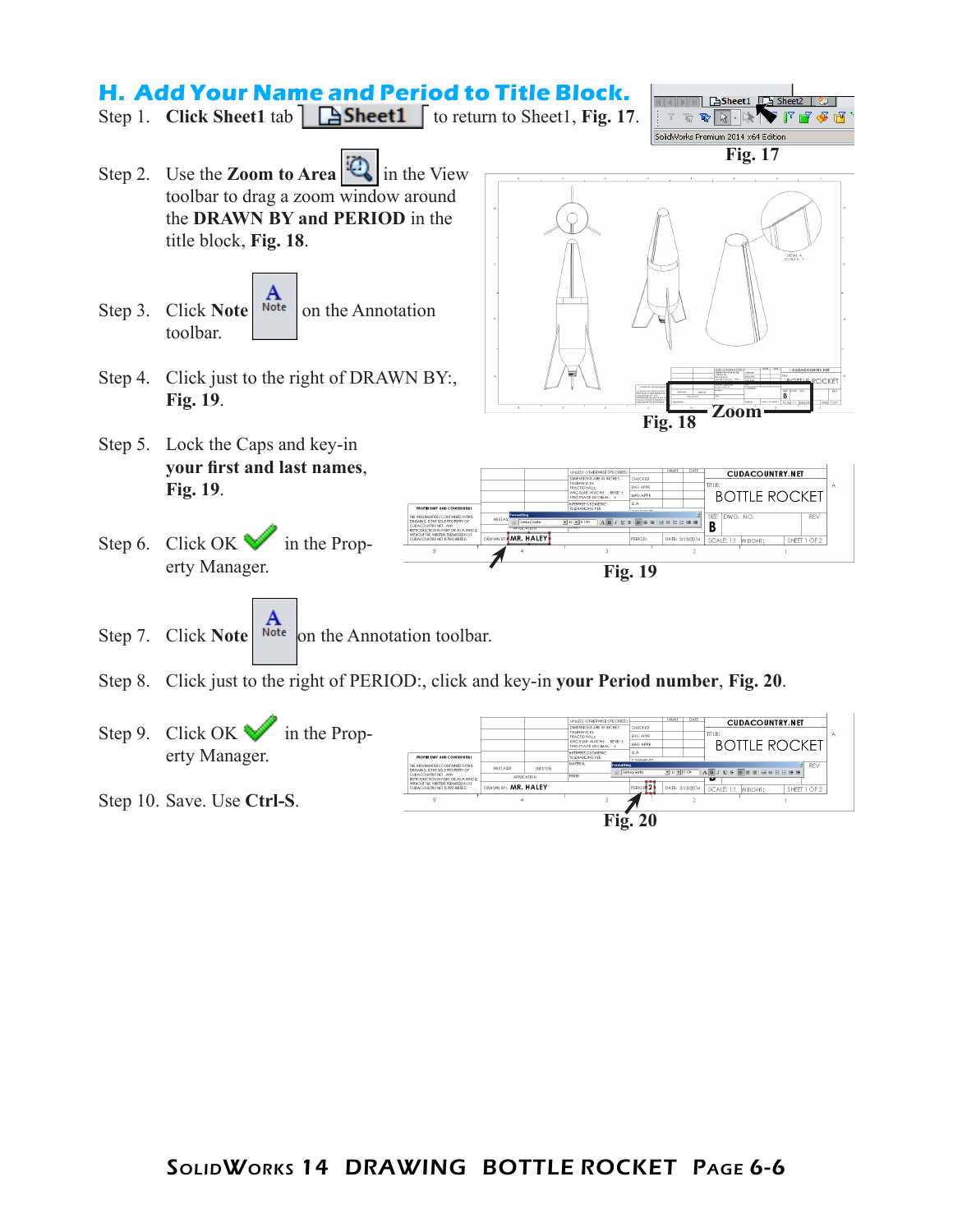## H. Add Your Name and Period to Title Block.

Step 1. **Click Sheet1** tab **Sheet1** to return to Sheet1, **Fig. 17**.

**Fig. 17**

Step 2. Use the **Zoom to Area** in the View toolbar to drag a zoom window around the **DRAWN BY and PERIOD** in the title block, **Fig. 18**.

**Zoom**

**Fig. 18**

Step 3. Click **Note** on the Annotation toolbar.

Step 4. Click just to the right of DRAWN BY:, **Fig. 19**.

Step 5. Lock the Caps and key-in **your first and last names**, **Fig. 19**.

Step 6. Click OK in the Property Manager.

**Fig. 19**

Step 7. Click **Note** on the Annotation toolbar.

Step 8. Click just to the right of PERIOD:, click and key-in **your Period number**, **Fig. 20**.

Step 9. Click OK in the Property Manager.

Step 10. Save. Use **Ctrl-S**.

**Fig. 20**